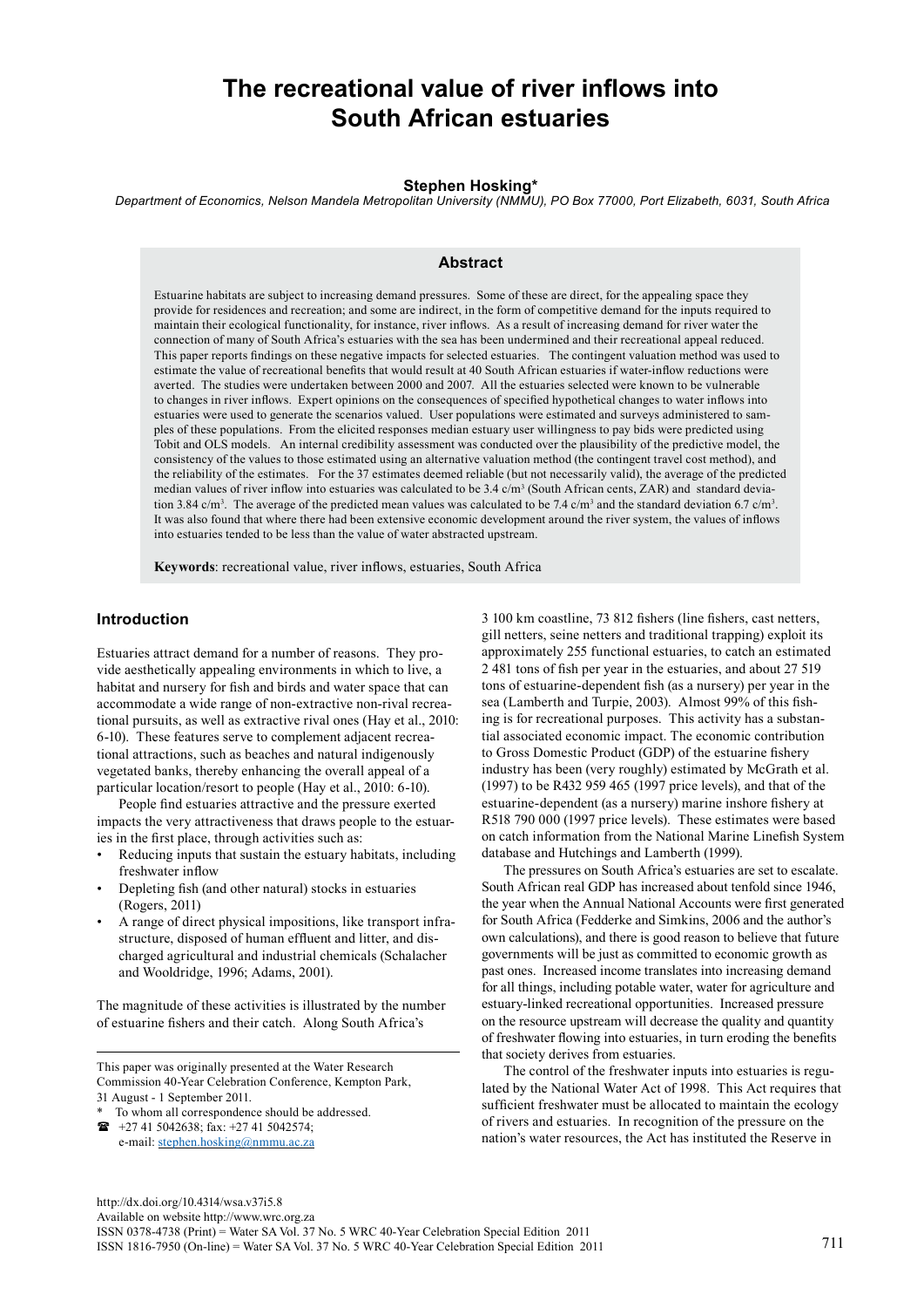# The recreational value of river inflows into South African estuaries

**Stephen Hosking***

*Department of Economics, Nelson Mandela Metropolitan University (NMMU), PO Box 77000, Port Elizabeth, 6031, South Africa*

## Abstract

Estuarine habitats are subject to increasing demand pressures. Some of these are direct, for the appealing space they provide for residences and recreation; and some are indirect, in the form of competitive demand for the inputs required to maintain their ecological functionality, for instance, river inflows. As a result of increasing demand for river water the connection of many of South Africa's estuaries with the sea has been undermined and their recreational appeal reduced. This paper reports findings on these negative impacts for selected estuaries. The contingent valuation method was used to estimate the value of recreational benefits that would result at 40 South African estuaries if water-inflow reductions were averted. The studies were undertaken between 2000 and 2007. All the estuaries selected were known to be vulnerable to changes in river inflows. Expert opinions on the consequences of specified hypothetical changes to water inflows into estuaries were used to generate the scenarios valued. User populations were estimated and surveys administered to samples of these populations. From the elicited responses median estuary user willingness to pay bids were predicted using Tobit and OLS models. An internal credibility assessment was conducted over the plausibility of the predictive model, the consistency of the values to those estimated using an alternative valuation method (the contingent travel cost method), and the reliability of the estimates. For the 37 estimates deemed reliable (but not necessarily valid), the average of the predicted median values of river inflow into estuaries was calculated to be 3.4 c/m³ (South African cents, ZAR) and standard deviation 3.84 c/m³. The average of the predicted mean values was calculated to be 7.4 c/m³ and the standard deviation 6.7 c/m³. It was also found that where there had been extensive economic development around the river system, the values of inflows into estuaries tended to be less than the value of water abstracted upstream.

**Keywords**: recreational value, river inflows, estuaries, South Africa

## Introduction

Estuaries attract demand for a number of reasons. They provide aesthetically appealing environments in which to live, a habitat and nursery for fish and birds and water space that can accommodate a wide range of non-extractive non-rival recreational pursuits, as well as extractive rival ones (Hay et al., 2010: 6-10). These features serve to complement adjacent recreational attractions, such as beaches and natural indigenously vegetated banks, thereby enhancing the overall appeal of a particular location/resort to people (Hay et al., 2010: 6-10).

People find estuaries attractive and the pressure exerted impacts the very attractiveness that draws people to the estuaries in the first place, through activities such as:

- Reducing inputs that sustain the estuary habitats, including freshwater inflow
- Depleting fish (and other natural) stocks in estuaries (Rogers, 2011)
- A range of direct physical impositions, like transport infrastructure, disposed of human effluent and litter, and discharged agricultural and industrial chemicals (Schalacher and Wooldridge, 1996; Adams, 2001).

The magnitude of these activities is illustrated by the number of estuarine fishers and their catch. Along South Africa's 3 100 km coastline, 73 812 fishers (line fishers, cast netters, gill netters, seine netters and traditional trapping) exploit its approximately 255 functional estuaries, to catch an estimated 2 481 tons of fish per year in the estuaries, and about 27 519 tons of estuarine-dependent fish (as a nursery) per year in the sea (Lamberth and Turpie, 2003). Almost 99% of this fishing is for recreational purposes. This activity has a substantial associated economic impact. The economic contribution to Gross Domestic Product (GDP) of the estuarine fishery industry has been (very roughly) estimated by McGrath et al. (1997) to be R432 959 465 (1997 price levels), and that of the estuarine-dependent (as a nursery) marine inshore fishery at R518 790 000 (1997 price levels). These estimates were based on catch information from the National Marine Linefish System database and Hutchings and Lamberth (1999).

The pressures on South Africa's estuaries are set to escalate. South African real GDP has increased about tenfold since 1946, the year when the Annual National Accounts were first generated for South Africa (Fedderke and Simkins, 2006 and the author's own calculations), and there is good reason to believe that future governments will be just as committed to economic growth as past ones. Increased income translates into increasing demand for all things, including potable water, water for agriculture and estuary-linked recreational opportunities. Increased pressure on the resource upstream will decrease the quality and quantity of freshwater flowing into estuaries, in turn eroding the benefits that society derives from estuaries.

The control of the freshwater inputs into estuaries is regulated by the National Water Act of 1998. This Act requires that sufficient freshwater must be allocated to maintain the ecology of rivers and estuaries. In recognition of the pressure on the nation's water resources, the Act has instituted the Reserve in

---

This paper was originally presented at the Water Research Commission 40-Year Celebration Conference, Kempton Park, 31 August - 1 September 2011.

\* To whom all correspondence should be addressed.
☎ +27 41 5042638; fax: +27 41 5042574;
e-mail: stephen.hosking@nmmu.ac.za

http://dx.doi.org/10.4314/wsa.v37i5.8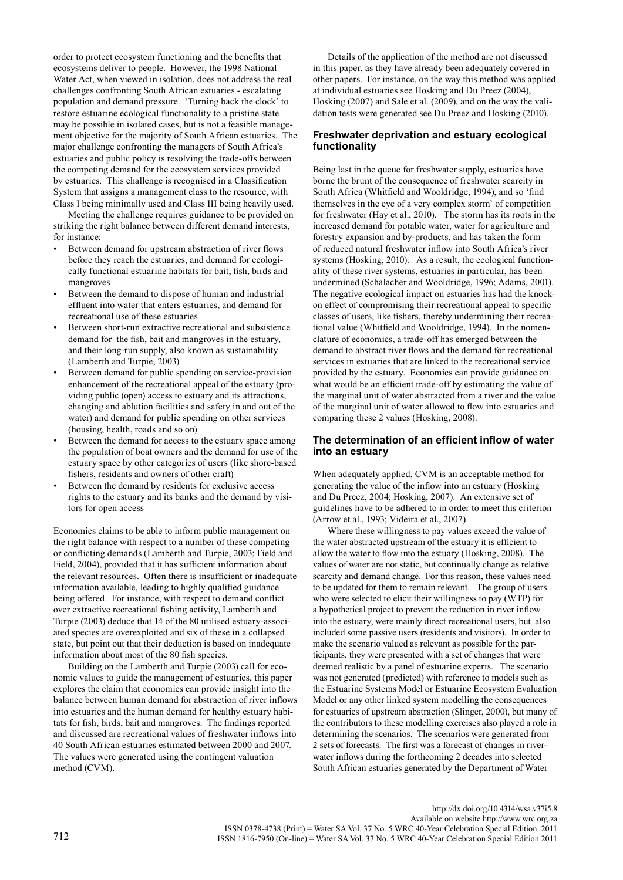order to protect ecosystem functioning and the benefits that ecosystems deliver to people. However, the 1998 National Water Act, when viewed in isolation, does not address the real challenges confronting South African estuaries - escalating population and demand pressure. 'Turning back the clock' to restore estuarine ecological functionality to a pristine state may be possible in isolated cases, but is not a feasible management objective for the majority of South African estuaries. The major challenge confronting the managers of South Africa's estuaries and public policy is resolving the trade-offs between the competing demand for the ecosystem services provided by estuaries. This challenge is recognised in a Classification System that assigns a management class to the resource, with Class I being minimally used and Class III being heavily used.

Meeting the challenge requires guidance to be provided on striking the right balance between different demand interests, for instance:

- Between demand for upstream abstraction of river flows before they reach the estuaries, and demand for ecologically functional estuarine habitats for bait, fish, birds and mangroves
- Between the demand to dispose of human and industrial effluent into water that enters estuaries, and demand for recreational use of these estuaries
- Between short-run extractive recreational and subsistence demand for the fish, bait and mangroves in the estuary, and their long-run supply, also known as sustainability (Lamberth and Turpie, 2003)
- Between demand for public spending on service-provision enhancement of the recreational appeal of the estuary (providing public (open) access to estuary and its attractions, changing and ablution facilities and safety in and out of the water) and demand for public spending on other services (housing, health, roads and so on)
- Between the demand for access to the estuary space among the population of boat owners and the demand for use of the estuary space by other categories of users (like shore-based fishers, residents and owners of other craft)
- Between the demand by residents for exclusive access rights to the estuary and its banks and the demand by visitors for open access

Economics claims to be able to inform public management on the right balance with respect to a number of these competing or conflicting demands (Lamberth and Turpie, 2003; Field and Field, 2004), provided that it has sufficient information about the relevant resources. Often there is insufficient or inadequate information available, leading to highly qualified guidance being offered. For instance, with respect to demand conflict over extractive recreational fishing activity, Lamberth and Turpie (2003) deduce that 14 of the 80 utilised estuary-associated species are overexploited and six of these in a collapsed state, but point out that their deduction is based on inadequate information about most of the 80 fish species.

Building on the Lamberth and Turpie (2003) call for economic values to guide the management of estuaries, this paper explores the claim that economics can provide insight into the balance between human demand for abstraction of river inflows into estuaries and the human demand for healthy estuary habitats for fish, birds, bait and mangroves. The findings reported and discussed are recreational values of freshwater inflows into 40 South African estuaries estimated between 2000 and 2007. The values were generated using the contingent valuation method (CVM).

Details of the application of the method are not discussed in this paper, as they have already been adequately covered in other papers. For instance, on the way this method was applied at individual estuaries see Hosking and Du Preez (2004), Hosking (2007) and Sale et al. (2009), and on the way the validation tests were generated see Du Preez and Hosking (2010).

## Freshwater deprivation and estuary ecological functionality

Being last in the queue for freshwater supply, estuaries have borne the brunt of the consequence of freshwater scarcity in South Africa (Whitfield and Wooldridge, 1994), and so 'find themselves in the eye of a very complex storm' of competition for freshwater (Hay et al., 2010). The storm has its roots in the increased demand for potable water, water for agriculture and forestry expansion and by-products, and has taken the form of reduced natural freshwater inflow into South Africa's river systems (Hosking, 2010). As a result, the ecological functionality of these river systems, estuaries in particular, has been undermined (Schalacher and Wooldridge, 1996; Adams, 2001). The negative ecological impact on estuaries has had the knock-on effect of compromising their recreational appeal to specific classes of users, like fishers, thereby undermining their recreational value (Whitfield and Wooldridge, 1994). In the nomenclature of economics, a trade-off has emerged between the demand to abstract river flows and the demand for recreational services in estuaries that are linked to the recreational service provided by the estuary. Economics can provide guidance on what would be an efficient trade-off by estimating the value of the marginal unit of water abstracted from a river and the value of the marginal unit of water allowed to flow into estuaries and comparing these 2 values (Hosking, 2008).

## The determination of an efficient inflow of water into an estuary

When adequately applied, CVM is an acceptable method for generating the value of the inflow into an estuary (Hosking and Du Preez, 2004; Hosking, 2007). An extensive set of guidelines have to be adhered to in order to meet this criterion (Arrow et al., 1993; Videira et al., 2007).

Where these willingness to pay values exceed the value of the water abstracted upstream of the estuary it is efficient to allow the water to flow into the estuary (Hosking, 2008). The values of water are not static, but continually change as relative scarcity and demand change. For this reason, these values need to be updated for them to remain relevant. The group of users who were selected to elicit their willingness to pay (WTP) for a hypothetical project to prevent the reduction in river inflow into the estuary, were mainly direct recreational users, but also included some passive users (residents and visitors). In order to make the scenario valued as relevant as possible for the participants, they were presented with a set of changes that were deemed realistic by a panel of estuarine experts. The scenario was not generated (predicted) with reference to models such as the Estuarine Systems Model or Estuarine Ecosystem Evaluation Model or any other linked system modelling the consequences for estuaries of upstream abstraction (Slinger, 2000), but many of the contributors to these modelling exercises also played a role in determining the scenarios. The scenarios were generated from 2 sets of forecasts. The first was a forecast of changes in river-water inflows during the forthcoming 2 decades into selected South African estuaries generated by the Department of Water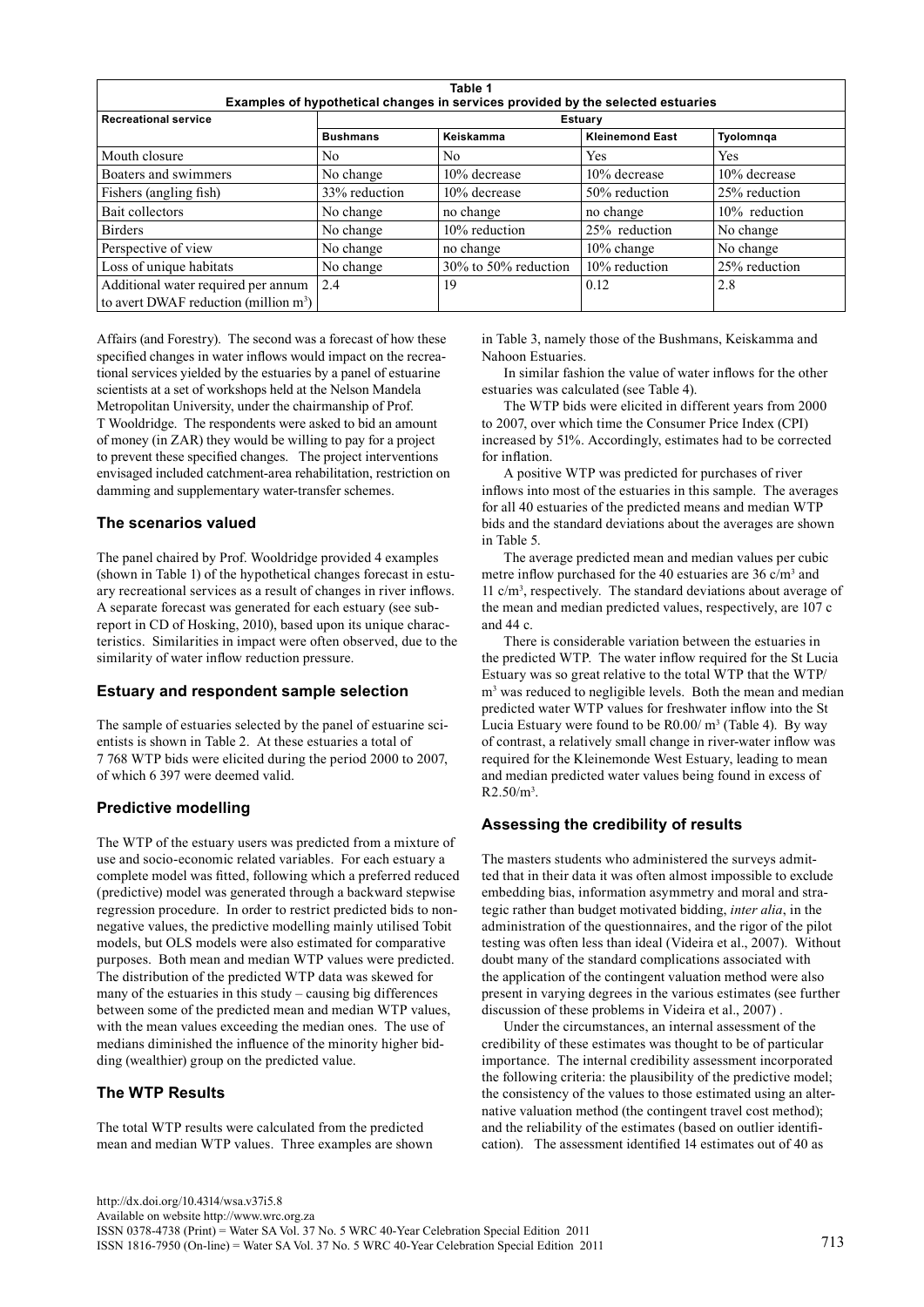**Table 1**
**Examples of hypothetical changes in services provided by the selected estuaries**

| Recreational service | Estuary | | | |
|---|---|---|---|---|
| | **Bushmans** | **Keiskamma** | **Kleinemond East** | **Tyolomnqa** |
| Mouth closure | No | No | Yes | Yes |
| Boaters and swimmers | No change | 10% decrease | 10% decrease | 10% decrease |
| Fishers (angling fish) | 33% reduction | 10% decrease | 50% reduction | 25% reduction |
| Bait collectors | No change | no change | no change | 10% reduction |
| Birders | No change | 10% reduction | 25% reduction | No change |
| Perspective of view | No change | no change | 10% change | No change |
| Loss of unique habitats | No change | 30% to 50% reduction | 10% reduction | 25% reduction |
| Additional water required per annum to avert DWAF reduction (million $m^3$) | 2.4 | 19 | 0.12 | 2.8 |

Affairs (and Forestry). The second was a forecast of how these specified changes in water inflows would impact on the recreational services yielded by the estuaries by a panel of estuarine scientists at a set of workshops held at the Nelson Mandela Metropolitan University, under the chairmanship of Prof. T Wooldridge. The respondents were asked to bid an amount of money (in ZAR) they would be willing to pay for a project to prevent these specified changes. The project interventions envisaged included catchment-area rehabilitation, restriction on damming and supplementary water-transfer schemes.

## The scenarios valued

The panel chaired by Prof. Wooldridge provided 4 examples (shown in Table 1) of the hypothetical changes forecast in estuary recreational services as a result of changes in river inflows. A separate forecast was generated for each estuary (see sub-report in CD of Hosking, 2010), based upon its unique characteristics. Similarities in impact were often observed, due to the similarity of water inflow reduction pressure.

## Estuary and respondent sample selection

The sample of estuaries selected by the panel of estuarine scientists is shown in Table 2. At these estuaries a total of 7 768 WTP bids were elicited during the period 2000 to 2007, of which 6 397 were deemed valid.

## Predictive modelling

The WTP of the estuary users was predicted from a mixture of use and socio-economic related variables. For each estuary a complete model was fitted, following which a preferred reduced (predictive) model was generated through a backward stepwise regression procedure. In order to restrict predicted bids to non-negative values, the predictive modelling mainly utilised Tobit models, but OLS models were also estimated for comparative purposes. Both mean and median WTP values were predicted. The distribution of the predicted WTP data was skewed for many of the estuaries in this study – causing big differences between some of the predicted mean and median WTP values, with the mean values exceeding the median ones. The use of medians diminished the influence of the minority higher bidding (wealthier) group on the predicted value.

## The WTP Results

The total WTP results were calculated from the predicted mean and median WTP values. Three examples are shown in Table 3, namely those of the Bushmans, Keiskamma and Nahoon Estuaries.

In similar fashion the value of water inflows for the other estuaries was calculated (see Table 4).

The WTP bids were elicited in different years from 2000 to 2007, over which time the Consumer Price Index (CPI) increased by 51%. Accordingly, estimates had to be corrected for inflation.

A positive WTP was predicted for purchases of river inflows into most of the estuaries in this sample. The averages for all 40 estuaries of the predicted means and median WTP bids and the standard deviations about the averages are shown in Table 5.

The average predicted mean and median values per cubic metre inflow purchased for the 40 estuaries are 36 c/$m^3$ and 11 c/$m^3$, respectively. The standard deviations about average of the mean and median predicted values, respectively, are 107 c and 44 c.

There is considerable variation between the estuaries in the predicted WTP. The water inflow required for the St Lucia Estuary was so great relative to the total WTP that the WTP/$m^3$ was reduced to negligible levels. Both the mean and median predicted water WTP values for freshwater inflow into the St Lucia Estuary were found to be R0.00/ $m^3$ (Table 4). By way of contrast, a relatively small change in river-water inflow was required for the Kleinemonde West Estuary, leading to mean and median predicted water values being found in excess of R2.50/$m^3$.

## Assessing the credibility of results

The masters students who administered the surveys admitted that in their data it was often almost impossible to exclude embedding bias, information asymmetry and moral and strategic rather than budget motivated bidding, *inter alia*, in the administration of the questionnaires, and the rigor of the pilot testing was often less than ideal (Videira et al., 2007). Without doubt many of the standard complications associated with the application of the contingent valuation method were also present in varying degrees in the various estimates (see further discussion of these problems in Videira et al., 2007) .

Under the circumstances, an internal assessment of the credibility of these estimates was thought to be of particular importance. The internal credibility assessment incorporated the following criteria: the plausibility of the predictive model; the consistency of the values to those estimated using an alternative valuation method (the contingent travel cost method); and the reliability of the estimates (based on outlier identification). The assessment identified 14 estimates out of 40 as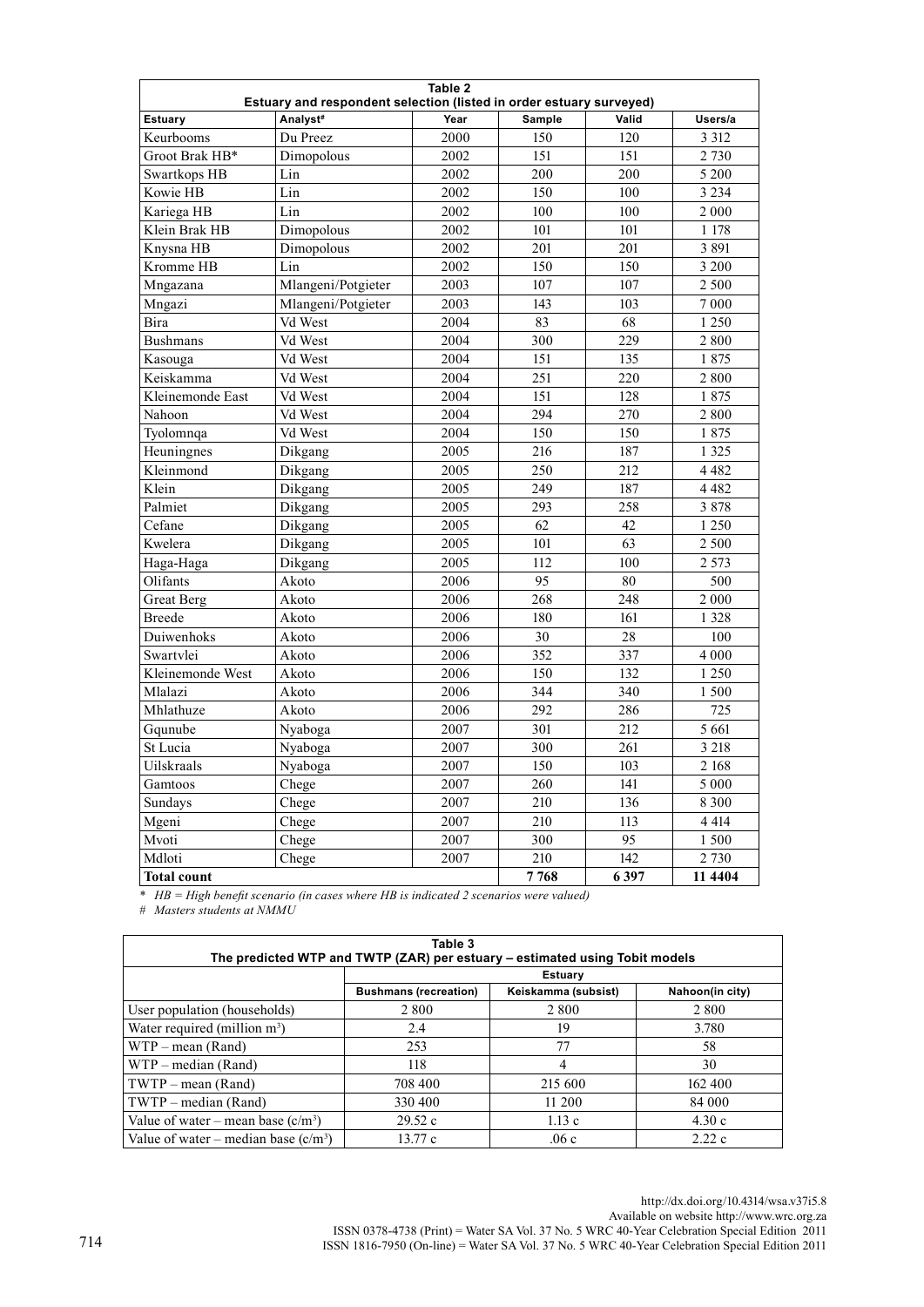**Table 2**
**Estuary and respondent selection (listed in order estuary surveyed)**

| Estuary | Analyst# | Year | Sample | Valid | Users/a |
|---|---|---|---|---|---|
| Keurbooms | Du Preez | 2000 | 150 | 120 | 3 312 |
| Groot Brak HB* | Dimopolous | 2002 | 151 | 151 | 2 730 |
| Swartkops HB | Lin | 2002 | 200 | 200 | 5 200 |
| Kowie HB | Lin | 2002 | 150 | 100 | 3 234 |
| Kariega HB | Lin | 2002 | 100 | 100 | 2 000 |
| Klein Brak HB | Dimopolous | 2002 | 101 | 101 | 1 178 |
| Knysna HB | Dimopolous | 2002 | 201 | 201 | 3 891 |
| Kromme HB | Lin | 2002 | 150 | 150 | 3 200 |
| Mngazana | Mlangeni/Potgieter | 2003 | 107 | 107 | 2 500 |
| Mngazi | Mlangeni/Potgieter | 2003 | 143 | 103 | 7 000 |
| Bira | Vd West | 2004 | 83 | 68 | 1 250 |
| Bushmans | Vd West | 2004 | 300 | 229 | 2 800 |
| Kasouga | Vd West | 2004 | 151 | 135 | 1 875 |
| Keiskamma | Vd West | 2004 | 251 | 220 | 2 800 |
| Kleinemonde East | Vd West | 2004 | 151 | 128 | 1 875 |
| Nahoon | Vd West | 2004 | 294 | 270 | 2 800 |
| Tyolomnqa | Vd West | 2004 | 150 | 150 | 1 875 |
| Heuningnes | Dikgang | 2005 | 216 | 187 | 1 325 |
| Kleinmond | Dikgang | 2005 | 250 | 212 | 4 482 |
| Klein | Dikgang | 2005 | 249 | 187 | 4 482 |
| Palmiet | Dikgang | 2005 | 293 | 258 | 3 878 |
| Cefane | Dikgang | 2005 | 62 | 42 | 1 250 |
| Kwelera | Dikgang | 2005 | 101 | 63 | 2 500 |
| Haga-Haga | Dikgang | 2005 | 112 | 100 | 2 573 |
| Olifants | Akoto | 2006 | 95 | 80 | 500 |
| Great Berg | Akoto | 2006 | 268 | 248 | 2 000 |
| Breede | Akoto | 2006 | 180 | 161 | 1 328 |
| Duiwenhoks | Akoto | 2006 | 30 | 28 | 100 |
| Swartvlei | Akoto | 2006 | 352 | 337 | 4 000 |
| Kleinemonde West | Akoto | 2006 | 150 | 132 | 1 250 |
| Mlalazi | Akoto | 2006 | 344 | 340 | 1 500 |
| Mhlathuze | Akoto | 2006 | 292 | 286 | 725 |
| Gqunube | Nyaboga | 2007 | 301 | 212 | 5 661 |
| St Lucia | Nyaboga | 2007 | 300 | 261 | 3 218 |
| Uilskraals | Nyaboga | 2007 | 150 | 103 | 2 168 |
| Gamtoos | Chege | 2007 | 260 | 141 | 5 000 |
| Sundays | Chege | 2007 | 210 | 136 | 8 300 |
| Mgeni | Chege | 2007 | 210 | 113 | 4 414 |
| Mvoti | Chege | 2007 | 300 | 95 | 1 500 |
| Mdloti | Chege | 2007 | 210 | 142 | 2 730 |
| **Total count** | | | **7 768** | **6 397** | **11 4404** |

*\* HB = High benefit scenario (in cases where HB is indicated 2 scenarios were valued)*
*# Masters students at NMMU*

**Table 3**
**The predicted WTP and TWTP (ZAR) per estuary – estimated using Tobit models**

| | Estuary | | |
|---|---|---|---|
| | Bushmans (recreation) | Keiskamma (subsist) | Nahoon(in city) |
| User population (households) | 2 800 | 2 800 | 2 800 |
| Water required (million $m^3$) | 2.4 | 19 | 3.780 |
| WTP – mean (Rand) | 253 | 77 | 58 |
| WTP – median (Rand) | 118 | 4 | 30 |
| TWTP – mean (Rand) | 708 400 | 215 600 | 162 400 |
| TWTP – median (Rand) | 330 400 | 11 200 | 84 000 |
| Value of water – mean base ($c/m^3$) | 29.52 c | 1.13 c | 4.30 c |
| Value of water – median base ($c/m^3$) | 13.77 c | .06 c | 2.22 c |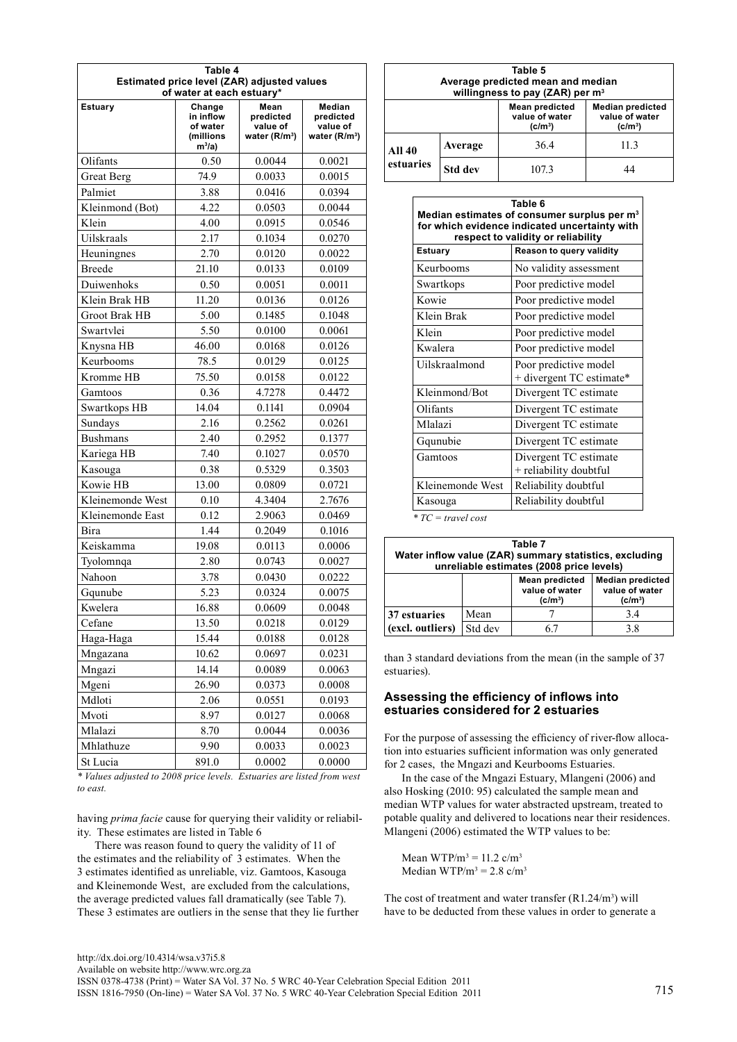**Table 4**
**Estimated price level (ZAR) adjusted values of water at each estuary***

| Estuary | Change in inflow of water (millions $m^3$/a) | Mean predicted value of water (R/$m^3$) | Median predicted value of water (R/$m^3$) |
|---|---|---|---|
| Olifants | 0.50 | 0.0044 | 0.0021 |
| Great Berg | 74.9 | 0.0033 | 0.0015 |
| Palmiet | 3.88 | 0.0416 | 0.0394 |
| Kleinmond (Bot) | 4.22 | 0.0503 | 0.0044 |
| Klein | 4.00 | 0.0915 | 0.0546 |
| Uilskraals | 2.17 | 0.1034 | 0.0270 |
| Heuningnes | 2.70 | 0.0120 | 0.0022 |
| Breede | 21.10 | 0.0133 | 0.0109 |
| Duiwenhoks | 0.50 | 0.0051 | 0.0011 |
| Klein Brak HB | 11.20 | 0.0136 | 0.0126 |
| Groot Brak HB | 5.00 | 0.1485 | 0.1048 |
| Swartvlei | 5.50 | 0.0100 | 0.0061 |
| Knysna HB | 46.00 | 0.0168 | 0.0126 |
| Keurbooms | 78.5 | 0.0129 | 0.0125 |
| Kromme HB | 75.50 | 0.0158 | 0.0122 |
| Gamtoos | 0.36 | 4.7278 | 0.4472 |
| Swartkops HB | 14.04 | 0.1141 | 0.0904 |
| Sundays | 2.16 | 0.2562 | 0.0261 |
| Bushmans | 2.40 | 0.2952 | 0.1377 |
| Kariega HB | 7.40 | 0.1027 | 0.0570 |
| Kasouga | 0.38 | 0.5329 | 0.3503 |
| Kowie HB | 13.00 | 0.0809 | 0.0721 |
| Kleinemonde West | 0.10 | 4.3404 | 2.7676 |
| Kleinemonde East | 0.12 | 2.9063 | 0.0469 |
| Bira | 1.44 | 0.2049 | 0.1016 |
| Keiskamma | 19.08 | 0.0113 | 0.0006 |
| Tyolomnqa | 2.80 | 0.0743 | 0.0027 |
| Nahoon | 3.78 | 0.0430 | 0.0222 |
| Gqunube | 5.23 | 0.0324 | 0.0075 |
| Kwelera | 16.88 | 0.0609 | 0.0048 |
| Cefane | 13.50 | 0.0218 | 0.0129 |
| Haga-Haga | 15.44 | 0.0188 | 0.0128 |
| Mngazana | 10.62 | 0.0697 | 0.0231 |
| Mngazi | 14.14 | 0.0089 | 0.0063 |
| Mgeni | 26.90 | 0.0373 | 0.0008 |
| Mdloti | 2.06 | 0.0551 | 0.0193 |
| Mvoti | 8.97 | 0.0127 | 0.0068 |
| Mlalazi | 8.70 | 0.0044 | 0.0036 |
| Mhlathuze | 9.90 | 0.0033 | 0.0023 |
| St Lucia | 891.0 | 0.0002 | 0.0000 |

*\* Values adjusted to 2008 price levels. Estuaries are listed from west to east.*

having *prima facie* cause for querying their validity or reliability. These estimates are listed in Table 6

There was reason found to query the validity of 11 of the estimates and the reliability of 3 estimates. When the 3 estimates identified as unreliable, viz. Gamtoos, Kasouga and Kleinemonde West, are excluded from the calculations, the average predicted values fall dramatically (see Table 7). These 3 estimates are outliers in the sense that they lie further than 3 standard deviations from the mean (in the sample of 37 estuaries).

**Table 5**
**Average predicted mean and median willingness to pay (ZAR) per $m^3$**

| | | Mean predicted value of water (c/$m^3$) | Median predicted value of water (c/$m^3$) |
|---|---|---|---|
| All 40 estuaries | Average | 36.4 | 11.3 |
| | Std dev | 107.3 | 44 |

**Table 6**
**Median estimates of consumer surplus per $m^3$ for which evidence indicated uncertainty with respect to validity or reliability**

| Estuary | Reason to query validity |
|---|---|
| Keurbooms | No validity assessment |
| Swartkops | Poor predictive model |
| Kowie | Poor predictive model |
| Klein Brak | Poor predictive model |
| Klein | Poor predictive model |
| Kwalera | Poor predictive model |
| Uilskraalmond | Poor predictive model + divergent TC estimate* |
| Kleinmond/Bot | Divergent TC estimate |
| Olifants | Divergent TC estimate |
| Mlalazi | Divergent TC estimate |
| Gqunubie | Divergent TC estimate |
| Gamtoos | Divergent TC estimate + reliability doubtful |
| Kleinemonde West | Reliability doubtful |
| Kasouga | Reliability doubtful |

*\* TC = travel cost*

**Table 7**
**Water inflow value (ZAR) summary statistics, excluding unreliable estimates (2008 price levels)**

| | | Mean predicted value of water (c/$m^3$) | Median predicted value of water (c/$m^3$) |
|---|---|---|---|
| 37 estuaries (excl. outliers) | Mean | 7 | 3.4 |
| | Std dev | 6.7 | 3.8 |

## Assessing the efficiency of inflows into estuaries considered for 2 estuaries

For the purpose of assessing the efficiency of river-flow allocation into estuaries sufficient information was only generated for 2 cases, the Mngazi and Keurbooms Estuaries.

In the case of the Mngazi Estuary, Mlangeni (2006) and also Hosking (2010: 95) calculated the sample mean and median WTP values for water abstracted upstream, treated to potable quality and delivered to locations near their residences. Mlangeni (2006) estimated the WTP values to be:

Mean WTP/$m^3$ = 11.2 c/$m^3$
Median WTP/$m^3$ = 2.8 c/$m^3$

The cost of treatment and water transfer (R1.24/$m^3$) will have to be deducted from these values in order to generate a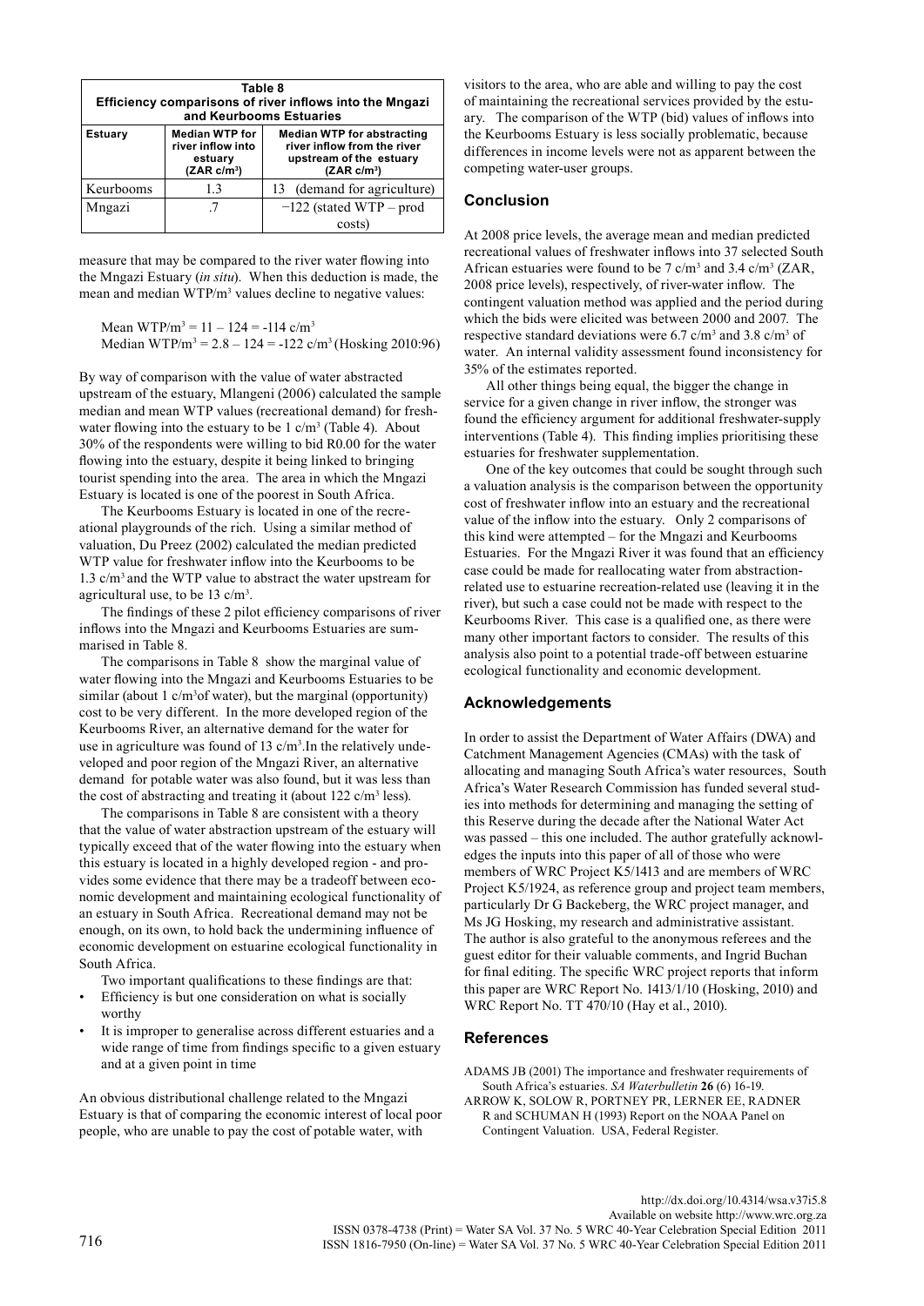**Table 8**
**Efficiency comparisons of river inflows into the Mngazi and Keurbooms Estuaries**

| Estuary | Median WTP for river inflow into estuary (ZAR c/m³) | Median WTP for abstracting river inflow from the river upstream of the estuary (ZAR c/m³) |
|---|---|---|
| Keurbooms | 1.3 | 13 (demand for agriculture) |
| Mngazi | .7 | −122 (stated WTP – prod costs) |

measure that may be compared to the river water flowing into the Mngazi Estuary (*in situ*). When this deduction is made, the mean and median WTP/m³ values decline to negative values:

Mean WTP/m³ = 11 – 124 = -114 c/m³
Median WTP/m³ = 2.8 – 124 = -122 c/m³ (Hosking 2010:96)

By way of comparison with the value of water abstracted upstream of the estuary, Mlangeni (2006) calculated the sample median and mean WTP values (recreational demand) for freshwater flowing into the estuary to be 1 c/m³ (Table 4). About 30% of the respondents were willing to bid R0.00 for the water flowing into the estuary, despite it being linked to bringing tourist spending into the area. The area in which the Mngazi Estuary is located is one of the poorest in South Africa.

The Keurbooms Estuary is located in one of the recreational playgrounds of the rich. Using a similar method of valuation, Du Preez (2002) calculated the median predicted WTP value for freshwater inflow into the Keurbooms to be 1.3 c/m³ and the WTP value to abstract the water upstream for agricultural use, to be 13 c/m³.

The findings of these 2 pilot efficiency comparisons of river inflows into the Mngazi and Keurbooms Estuaries are summarised in Table 8.

The comparisons in Table 8 show the marginal value of water flowing into the Mngazi and Keurbooms Estuaries to be similar (about 1 c/m³of water), but the marginal (opportunity) cost to be very different. In the more developed region of the Keurbooms River, an alternative demand for the water for use in agriculture was found of 13 c/m³.In the relatively undeveloped and poor region of the Mngazi River, an alternative demand for potable water was also found, but it was less than the cost of abstracting and treating it (about 122 c/m³ less).

The comparisons in Table 8 are consistent with a theory that the value of water abstraction upstream of the estuary will typically exceed that of the water flowing into the estuary when this estuary is located in a highly developed region - and provides some evidence that there may be a tradeoff between economic development and maintaining ecological functionality of an estuary in South Africa. Recreational demand may not be enough, on its own, to hold back the undermining influence of economic development on estuarine ecological functionality in South Africa.

Two important qualifications to these findings are that:

- Efficiency is but one consideration on what is socially worthy
- It is improper to generalise across different estuaries and a wide range of time from findings specific to a given estuary and at a given point in time

An obvious distributional challenge related to the Mngazi Estuary is that of comparing the economic interest of local poor people, who are unable to pay the cost of potable water, with visitors to the area, who are able and willing to pay the cost of maintaining the recreational services provided by the estuary. The comparison of the WTP (bid) values of inflows into the Keurbooms Estuary is less socially problematic, because differences in income levels were not as apparent between the competing water-user groups.

## Conclusion

At 2008 price levels, the average mean and median predicted recreational values of freshwater inflows into 37 selected South African estuaries were found to be 7 c/m³ and 3.4 c/m³ (ZAR, 2008 price levels), respectively, of river-water inflow. The contingent valuation method was applied and the period during which the bids were elicited was between 2000 and 2007. The respective standard deviations were 6.7 c/m³ and 3.8 c/m³ of water. An internal validity assessment found inconsistency for 35% of the estimates reported.

All other things being equal, the bigger the change in service for a given change in river inflow, the stronger was found the efficiency argument for additional freshwater-supply interventions (Table 4). This finding implies prioritising these estuaries for freshwater supplementation.

One of the key outcomes that could be sought through such a valuation analysis is the comparison between the opportunity cost of freshwater inflow into an estuary and the recreational value of the inflow into the estuary. Only 2 comparisons of this kind were attempted – for the Mngazi and Keurbooms Estuaries. For the Mngazi River it was found that an efficiency case could be made for reallocating water from abstraction-related use to estuarine recreation-related use (leaving it in the river), but such a case could not be made with respect to the Keurbooms River. This case is a qualified one, as there were many other important factors to consider. The results of this analysis also point to a potential trade-off between estuarine ecological functionality and economic development.

## Acknowledgements

In order to assist the Department of Water Affairs (DWA) and Catchment Management Agencies (CMAs) with the task of allocating and managing South Africa's water resources, South Africa's Water Research Commission has funded several studies into methods for determining and managing the setting of this Reserve during the decade after the National Water Act was passed – this one included. The author gratefully acknowledges the inputs into this paper of all of those who were members of WRC Project K5/1413 and are members of WRC Project K5/1924, as reference group and project team members, particularly Dr G Backeberg, the WRC project manager, and Ms JG Hosking, my research and administrative assistant. The author is also grateful to the anonymous referees and the guest editor for their valuable comments, and Ingrid Buchan for final editing. The specific WRC project reports that inform this paper are WRC Report No. 1413/1/10 (Hosking, 2010) and WRC Report No. TT 470/10 (Hay et al., 2010).

## References

ADAMS JB (2001) The importance and freshwater requirements of South Africa's estuaries. *SA Waterbulletin* **26** (6) 16-19.

ARROW K, SOLOW R, PORTNEY PR, LERNER EE, RADNER R and SCHUMAN H (1993) Report on the NOAA Panel on Contingent Valuation. USA, Federal Register.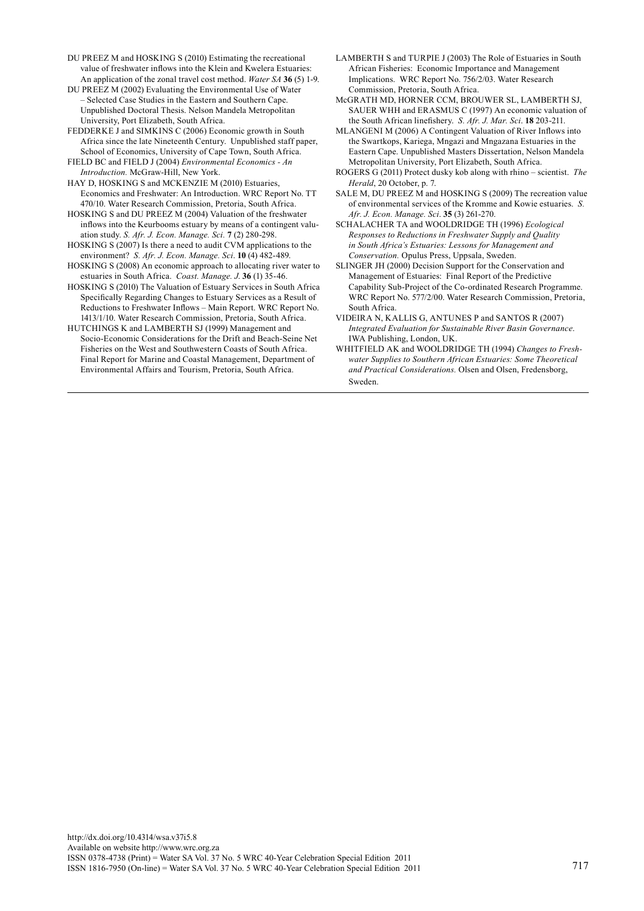DU PREEZ M and HOSKING S (2010) Estimating the recreational value of freshwater inflows into the Klein and Kwelera Estuaries: An application of the zonal travel cost method. *Water SA* **36** (5) 1-9.

DU PREEZ M (2002) Evaluating the Environmental Use of Water – Selected Case Studies in the Eastern and Southern Cape. Unpublished Doctoral Thesis. Nelson Mandela Metropolitan University, Port Elizabeth, South Africa.

FEDDERKE J and SIMKINS C (2006) Economic growth in South Africa since the late Nineteenth Century. Unpublished staff paper, School of Economics, University of Cape Town, South Africa.

FIELD BC and FIELD J (2004) *Environmental Economics - An Introduction.* McGraw-Hill, New York.

HAY D, HOSKING S and MCKENZIE M (2010) Estuaries, Economics and Freshwater: An Introduction. WRC Report No. TT 470/10. Water Research Commission, Pretoria, South Africa.

HOSKING S and DU PREEZ M (2004) Valuation of the freshwater inflows into the Keurbooms estuary by means of a contingent valuation study. *S. Afr. J. Econ. Manage. Sci.* **7** (2) 280-298.

HOSKING S (2007) Is there a need to audit CVM applications to the environment? *S. Afr. J. Econ. Manage. Sci*. **10** (4) 482-489.

HOSKING S (2008) An economic approach to allocating river water to estuaries in South Africa. *Coast. Manage. J*. **36** (1) 35-46.

HOSKING S (2010) The Valuation of Estuary Services in South Africa Specifically Regarding Changes to Estuary Services as a Result of Reductions to Freshwater Inflows – Main Report. WRC Report No. 1413/1/10. Water Research Commission, Pretoria, South Africa.

HUTCHINGS K and LAMBERTH SJ (1999) Management and Socio-Economic Considerations for the Drift and Beach-Seine Net Fisheries on the West and Southwestern Coasts of South Africa. Final Report for Marine and Coastal Management, Department of Environmental Affairs and Tourism, Pretoria, South Africa.

LAMBERTH S and TURPIE J (2003) The Role of Estuaries in South African Fisheries: Economic Importance and Management Implications. WRC Report No. 756/2/03. Water Research Commission, Pretoria, South Africa.

McGRATH MD, HORNER CCM, BROUWER SL, LAMBERTH SJ, SAUER WHH and ERASMUS C (1997) An economic valuation of the South African linefishery. *S. Afr. J. Mar. Sci*. **18** 203-211.

MLANGENI M (2006) A Contingent Valuation of River Inflows into the Swartkops, Kariega, Mngazi and Mngazana Estuaries in the Eastern Cape. Unpublished Masters Dissertation, Nelson Mandela Metropolitan University, Port Elizabeth, South Africa.

ROGERS G (2011) Protect dusky kob along with rhino – scientist. *The Herald*, 20 October, p. 7.

SALE M, DU PREEZ M and HOSKING S (2009) The recreation value of environmental services of the Kromme and Kowie estuaries. *S. Afr. J. Econ. Manage. Sci*. **35** (3) 261-270.

SCHALACHER TA and WOOLDRIDGE TH (1996) *Ecological Responses to Reductions in Freshwater Supply and Quality in South Africa's Estuaries: Lessons for Management and Conservation.* Opulus Press, Uppsala, Sweden.

SLINGER JH (2000) Decision Support for the Conservation and Management of Estuaries: Final Report of the Predictive Capability Sub-Project of the Co-ordinated Research Programme. WRC Report No. 577/2/00. Water Research Commission, Pretoria, South Africa.

VIDEIRA N, KALLIS G, ANTUNES P and SANTOS R (2007) *Integrated Evaluation for Sustainable River Basin Governance*. IWA Publishing, London, UK.

WHITFIELD AK and WOOLDRIDGE TH (1994) *Changes to Freshwater Supplies to Southern African Estuaries: Some Theoretical and Practical Considerations.* Olsen and Olsen, Fredensborg, Sweden.